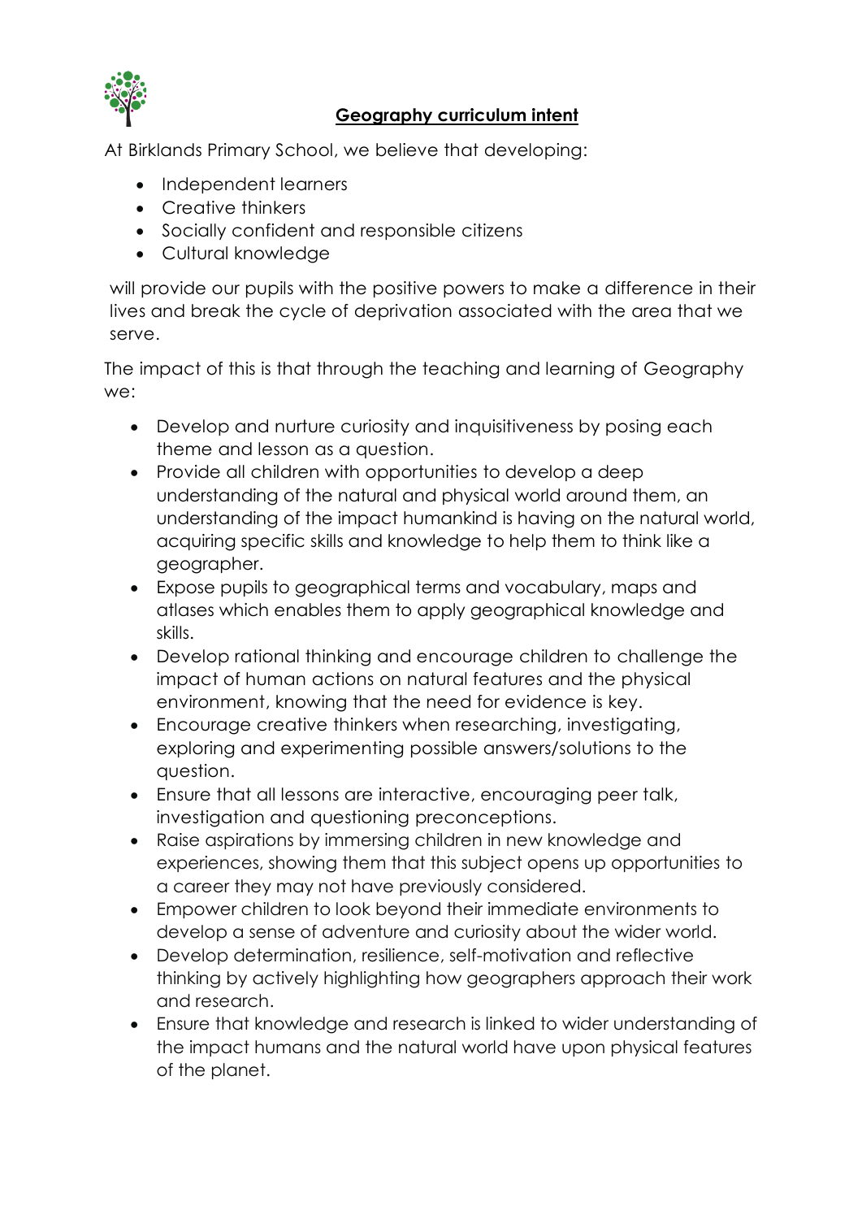# Geography curriculum intent

At Birklands Primary School, we believe that developing:

- Independent learners
- Creative thinkers
- Socially confident and responsible citizens
- Cultural knowledge

will provide our pupils with the positive powers to make a difference in their lives and break the cycle of deprivation associated with the area that we serve.

The impact of this is that through the teaching and learning of Geography we:

- Develop and nurture curiosity and inquisitiveness by posing each theme and lesson as a question.
- Provide all children with opportunities to develop a deep understanding of the natural and physical world around them, an understanding of the impact humankind is having on the natural world, acquiring specific skills and knowledge to help them to think like a geographer.
- Expose pupils to geographical terms and vocabulary, maps and atlases which enables them to apply geographical knowledge and skills.
- Develop rational thinking and encourage children to challenge the impact of human actions on natural features and the physical environment, knowing that the need for evidence is key.
- Encourage creative thinkers when researching, investigating, exploring and experimenting possible answers/solutions to the question.
- Ensure that all lessons are interactive, encouraging peer talk, investigation and questioning preconceptions.
- Raise aspirations by immersing children in new knowledge and experiences, showing them that this subject opens up opportunities to a career they may not have previously considered.
- Empower children to look beyond their immediate environments to develop a sense of adventure and curiosity about the wider world.
- Develop determination, resilience, self-motivation and reflective thinking by actively highlighting how geographers approach their work and research.
- Ensure that knowledge and research is linked to wider understanding of the impact humans and the natural world have upon physical features of the planet.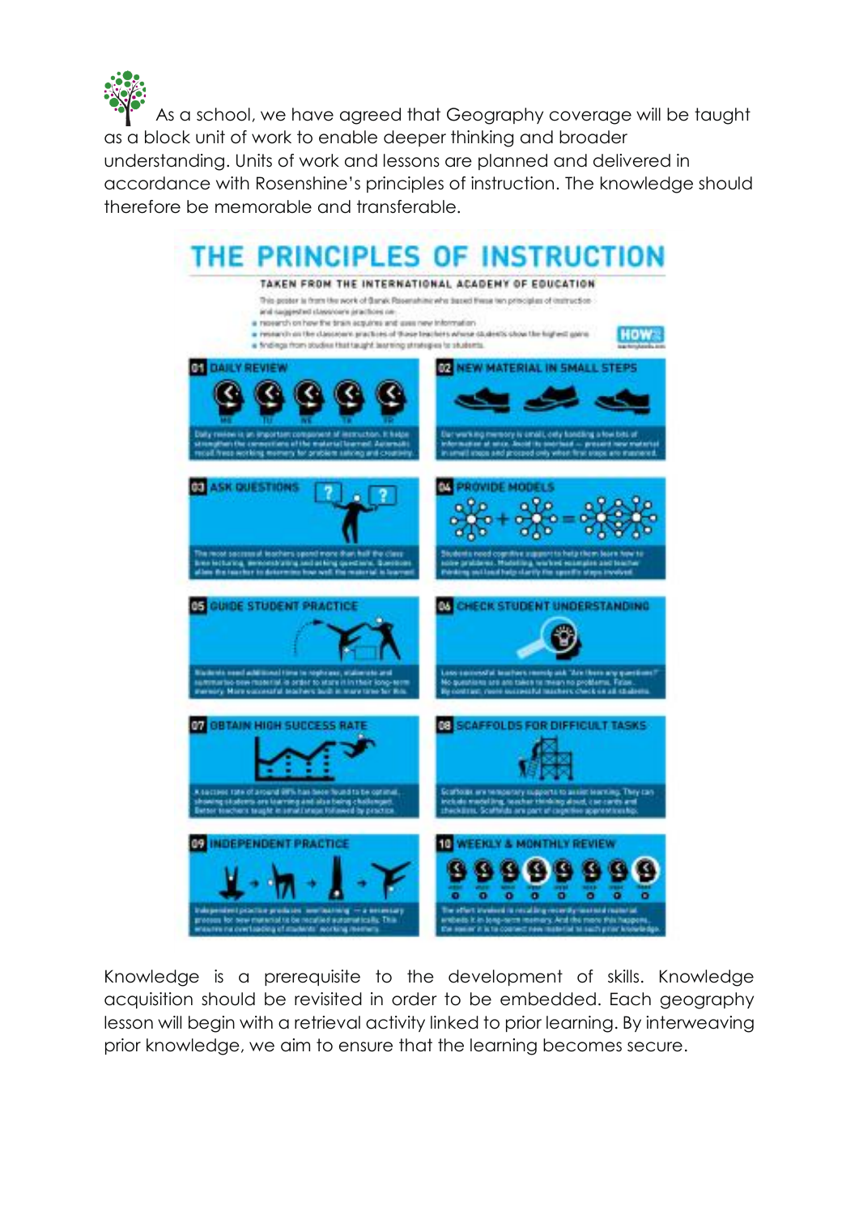As a school, we have agreed that Geography coverage will be taught as a block unit of work to enable deeper thinking and broader understanding. Units of work and lessons are planned and delivered in accordance with Rosenshine's principles of instruction. The knowledge should therefore be memorable and transferable.

# THE PRINCIPLES OF INSTRUCTION

TAKEN FROM THE INTERNATIONAL ACADEMY OF EDUCATION

01 DAILY REVIEW

02 NEW MATERIAL IN SMALL STEPS

03 ASK QUESTIONS

04 PROVIDE MODELS

05 GUIDE STUDENT PRACTICE

06 CHECK STUDENT UNDERSTANDING

07 OBTAIN HIGH SUCCESS RATE

08 SCAFFOLDS FOR DIFFICULT TASKS

09 INDEPENDENT PRACTICE

10 WEEKLY & MONTHLY REVIEW

Knowledge is a prerequisite to the development of skills. Knowledge acquisition should be revisited in order to be embedded. Each geography lesson will begin with a retrieval activity linked to prior learning. By interweaving prior knowledge, we aim to ensure that the learning becomes secure.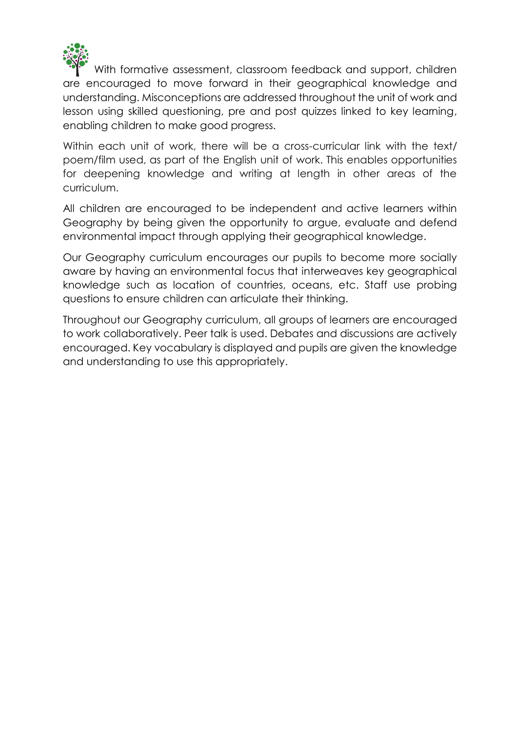With formative assessment, classroom feedback and support, children are encouraged to move forward in their geographical knowledge and understanding. Misconceptions are addressed throughout the unit of work and lesson using skilled questioning, pre and post quizzes linked to key learning, enabling children to make good progress.

Within each unit of work, there will be a cross-curricular link with the text/ poem/film used, as part of the English unit of work. This enables opportunities for deepening knowledge and writing at length in other areas of the curriculum.

All children are encouraged to be independent and active learners within Geography by being given the opportunity to argue, evaluate and defend environmental impact through applying their geographical knowledge.

Our Geography curriculum encourages our pupils to become more socially aware by having an environmental focus that interweaves key geographical knowledge such as location of countries, oceans, etc. Staff use probing questions to ensure children can articulate their thinking.

Throughout our Geography curriculum, all groups of learners are encouraged to work collaboratively. Peer talk is used. Debates and discussions are actively encouraged. Key vocabulary is displayed and pupils are given the knowledge and understanding to use this appropriately.